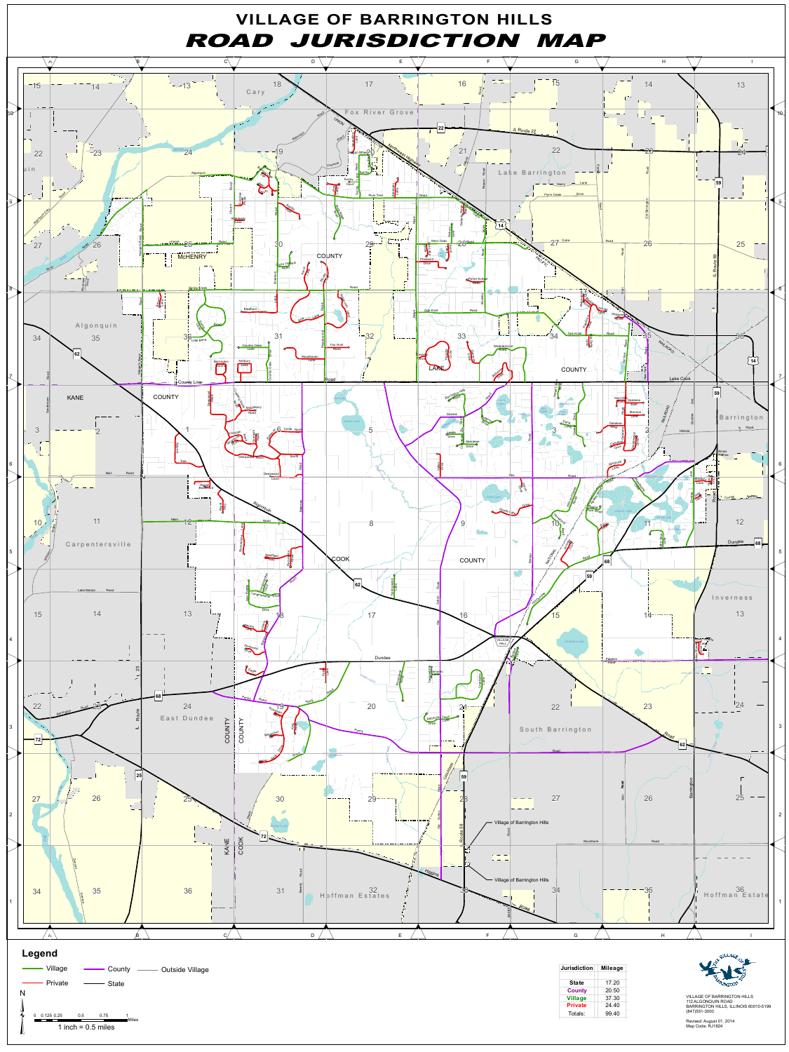# VILLAGE OF BARRINGTON HILLS

# *ROAD JURISDICTION MAP*

## Legend

- Village
- County
- Outside Village
- Private
- State

1 inch = 0.5 miles

| Jurisdiction | Mileage |
|---|---|
| State | 17.20 |
| County | 20.50 |
| Village | 37.30 |
| Private | 24.40 |
| Totals: | 99.40 |

VILLAGE OF BARRINGTON HILLS
112 ALGONQUIN ROAD
BARRINGTON HILLS, ILLINOIS 60010-5199
(847)551-3000

Revised: August 01, 2014
Map Code: RJ1824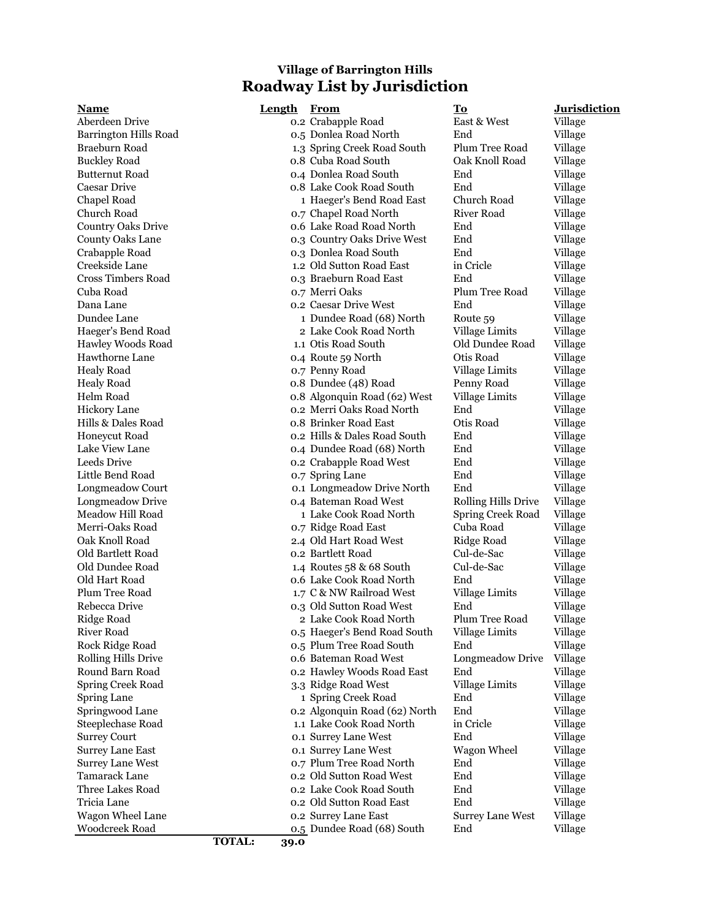## Village of Barrington Hills

# Roadway List by Jurisdiction

| Name | Length | From | To | Jurisdiction |
|---|---|---|---|---|
| Aberdeen Drive | 0.2 | Crabapple Road | East & West | Village |
| Barrington Hills Road | 0.5 | Donlea Road North | End | Village |
| Braeburn Road | 1.3 | Spring Creek Road South | Plum Tree Road | Village |
| Buckley Road | 0.8 | Cuba Road South | Oak Knoll Road | Village |
| Butternut Road | 0.4 | Donlea Road South | End | Village |
| Caesar Drive | 0.8 | Lake Cook Road South | End | Village |
| Chapel Road | 1 | Haeger's Bend Road East | Church Road | Village |
| Church Road | 0.7 | Chapel Road North | River Road | Village |
| Country Oaks Drive | 0.6 | Lake Road Road North | End | Village |
| County Oaks Lane | 0.3 | Country Oaks Drive West | End | Village |
| Crabapple Road | 0.3 | Donlea Road South | End | Village |
| Creekside Lane | 1.2 | Old Sutton Road East | in Cricle | Village |
| Cross Timbers Road | 0.3 | Braeburn Road East | End | Village |
| Cuba Road | 0.7 | Merri Oaks | Plum Tree Road | Village |
| Dana Lane | 0.2 | Caesar Drive West | End | Village |
| Dundee Lane | 1 | Dundee Road (68) North | Route 59 | Village |
| Haeger's Bend Road | 2 | Lake Cook Road North | Village Limits | Village |
| Hawley Woods Road | 1.1 | Otis Road South | Old Dundee Road | Village |
| Hawthorne Lane | 0.4 | Route 59 North | Otis Road | Village |
| Healy Road | 0.7 | Penny Road | Village Limits | Village |
| Healy Road | 0.8 | Dundee (48) Road | Penny Road | Village |
| Helm Road | 0.8 | Algonquin Road (62) West | Village Limits | Village |
| Hickory Lane | 0.2 | Merri Oaks Road North | End | Village |
| Hills & Dales Road | 0.8 | Brinker Road East | Otis Road | Village |
| Honeycut Road | 0.2 | Hills & Dales Road South | End | Village |
| Lake View Lane | 0.4 | Dundee Road (68) North | End | Village |
| Leeds Drive | 0.2 | Crabapple Road West | End | Village |
| Little Bend Road | 0.7 | Spring Lane | End | Village |
| Longmeadow Court | 0.1 | Longmeadow Drive North | End | Village |
| Longmeadow Drive | 0.4 | Bateman Road West | Rolling Hills Drive | Village |
| Meadow Hill Road | 1 | Lake Cook Road North | Spring Creek Road | Village |
| Merri-Oaks Road | 0.7 | Ridge Road East | Cuba Road | Village |
| Oak Knoll Road | 2.4 | Old Hart Road West | Ridge Road | Village |
| Old Bartlett Road | 0.2 | Bartlett Road | Cul-de-Sac | Village |
| Old Dundee Road | 1.4 | Routes 58 & 68 South | Cul-de-Sac | Village |
| Old Hart Road | 0.6 | Lake Cook Road North | End | Village |
| Plum Tree Road | 1.7 | C & NW Railroad West | Village Limits | Village |
| Rebecca Drive | 0.3 | Old Sutton Road West | End | Village |
| Ridge Road | 2 | Lake Cook Road North | Plum Tree Road | Village |
| River Road | 0.5 | Haeger's Bend Road South | Village Limits | Village |
| Rock Ridge Road | 0.5 | Plum Tree Road South | End | Village |
| Rolling Hills Drive | 0.6 | Bateman Road West | Longmeadow Drive | Village |
| Round Barn Road | 0.2 | Hawley Woods Road East | End | Village |
| Spring Creek Road | 3.3 | Ridge Road West | Village Limits | Village |
| Spring Lane | 1 | Spring Creek Road | End | Village |
| Springwood Lane | 0.2 | Algonquin Road (62) North | End | Village |
| Steeplechase Road | 1.1 | Lake Cook Road North | in Cricle | Village |
| Surrey Court | 0.1 | Surrey Lane West | End | Village |
| Surrey Lane East | 0.1 | Surrey Lane West | Wagon Wheel | Village |
| Surrey Lane West | 0.7 | Plum Tree Road North | End | Village |
| Tamarack Lane | 0.2 | Old Sutton Road West | End | Village |
| Three Lakes Road | 0.2 | Lake Cook Road South | End | Village |
| Tricia Lane | 0.2 | Old Sutton Road East | End | Village |
| Wagon Wheel Lane | 0.2 | Surrey Lane East | Surrey Lane West | Village |
| Woodcreek Road | 0.5 | Dundee Road (68) South | End | Village |
| **TOTAL:** | **39.0** | | | |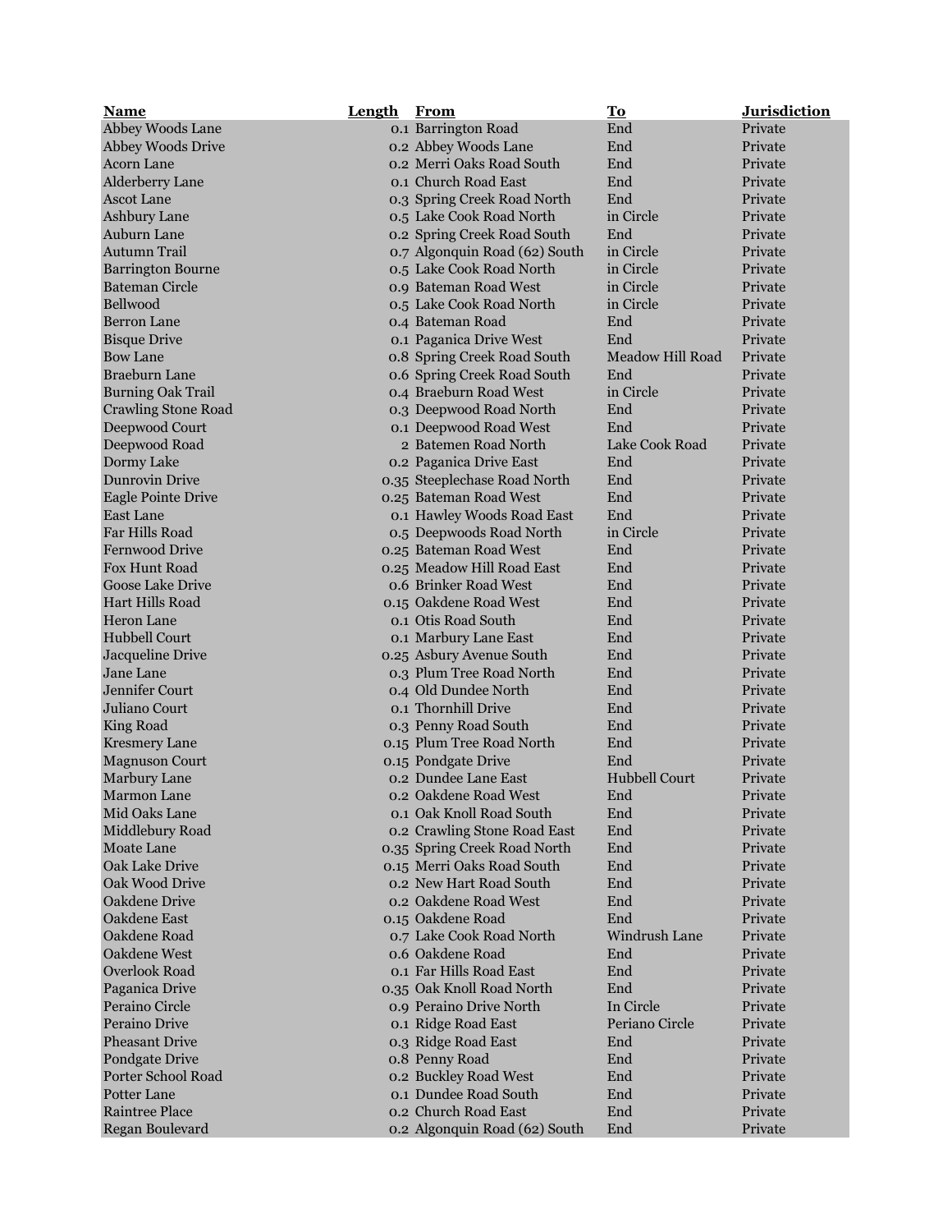| Name | Length | From | To | Jurisdiction |
|---|---|---|---|---|
| Abbey Woods Lane | 0.1 | Barrington Road | End | Private |
| Abbey Woods Drive | 0.2 | Abbey Woods Lane | End | Private |
| Acorn Lane | 0.2 | Merri Oaks Road South | End | Private |
| Alderberry Lane | 0.1 | Church Road East | End | Private |
| Ascot Lane | 0.3 | Spring Creek Road North | End | Private |
| Ashbury Lane | 0.5 | Lake Cook Road North | in Circle | Private |
| Auburn Lane | 0.2 | Spring Creek Road South | End | Private |
| Autumn Trail | 0.7 | Algonquin Road (62) South | in Circle | Private |
| Barrington Bourne | 0.5 | Lake Cook Road North | in Circle | Private |
| Bateman Circle | 0.9 | Bateman Road West | in Circle | Private |
| Bellwood | 0.5 | Lake Cook Road North | in Circle | Private |
| Berron Lane | 0.4 | Bateman Road | End | Private |
| Bisque Drive | 0.1 | Paganica Drive West | End | Private |
| Bow Lane | 0.8 | Spring Creek Road South | Meadow Hill Road | Private |
| Braeburn Lane | 0.6 | Spring Creek Road South | End | Private |
| Burning Oak Trail | 0.4 | Braeburn Road West | in Circle | Private |
| Crawling Stone Road | 0.3 | Deepwood Road North | End | Private |
| Deepwood Court | 0.1 | Deepwood Road West | End | Private |
| Deepwood Road | 2 | Batemen Road North | Lake Cook Road | Private |
| Dormy Lake | 0.2 | Paganica Drive East | End | Private |
| Dunrovin Drive | 0.35 | Steeplechase Road North | End | Private |
| Eagle Pointe Drive | 0.25 | Bateman Road West | End | Private |
| East Lane | 0.1 | Hawley Woods Road East | End | Private |
| Far Hills Road | 0.5 | Deepwoods Road North | in Circle | Private |
| Fernwood Drive | 0.25 | Bateman Road West | End | Private |
| Fox Hunt Road | 0.25 | Meadow Hill Road East | End | Private |
| Goose Lake Drive | 0.6 | Brinker Road West | End | Private |
| Hart Hills Road | 0.15 | Oakdene Road West | End | Private |
| Heron Lane | 0.1 | Otis Road South | End | Private |
| Hubbell Court | 0.1 | Marbury Lane East | End | Private |
| Jacqueline Drive | 0.25 | Asbury Avenue South | End | Private |
| Jane Lane | 0.3 | Plum Tree Road North | End | Private |
| Jennifer Court | 0.4 | Old Dundee North | End | Private |
| Juliano Court | 0.1 | Thornhill Drive | End | Private |
| King Road | 0.3 | Penny Road South | End | Private |
| Kresmery Lane | 0.15 | Plum Tree Road North | End | Private |
| Magnuson Court | 0.15 | Pondgate Drive | End | Private |
| Marbury Lane | 0.2 | Dundee Lane East | Hubbell Court | Private |
| Marmon Lane | 0.2 | Oakdene Road West | End | Private |
| Mid Oaks Lane | 0.1 | Oak Knoll Road South | End | Private |
| Middlebury Road | 0.2 | Crawling Stone Road East | End | Private |
| Moate Lane | 0.35 | Spring Creek Road North | End | Private |
| Oak Lake Drive | 0.15 | Merri Oaks Road South | End | Private |
| Oak Wood Drive | 0.2 | New Hart Road South | End | Private |
| Oakdene Drive | 0.2 | Oakdene Road West | End | Private |
| Oakdene East | 0.15 | Oakdene Road | End | Private |
| Oakdene Road | 0.7 | Lake Cook Road North | Windrush Lane | Private |
| Oakdene West | 0.6 | Oakdene Road | End | Private |
| Overlook Road | 0.1 | Far Hills Road East | End | Private |
| Paganica Drive | 0.35 | Oak Knoll Road North | End | Private |
| Peraino Circle | 0.9 | Peraino Drive North | In Circle | Private |
| Peraino Drive | 0.1 | Ridge Road East | Periano Circle | Private |
| Pheasant Drive | 0.3 | Ridge Road East | End | Private |
| Pondgate Drive | 0.8 | Penny Road | End | Private |
| Porter School Road | 0.2 | Buckley Road West | End | Private |
| Potter Lane | 0.1 | Dundee Road South | End | Private |
| Raintree Place | 0.2 | Church Road East | End | Private |
| Regan Boulevard | 0.2 | Algonquin Road (62) South | End | Private |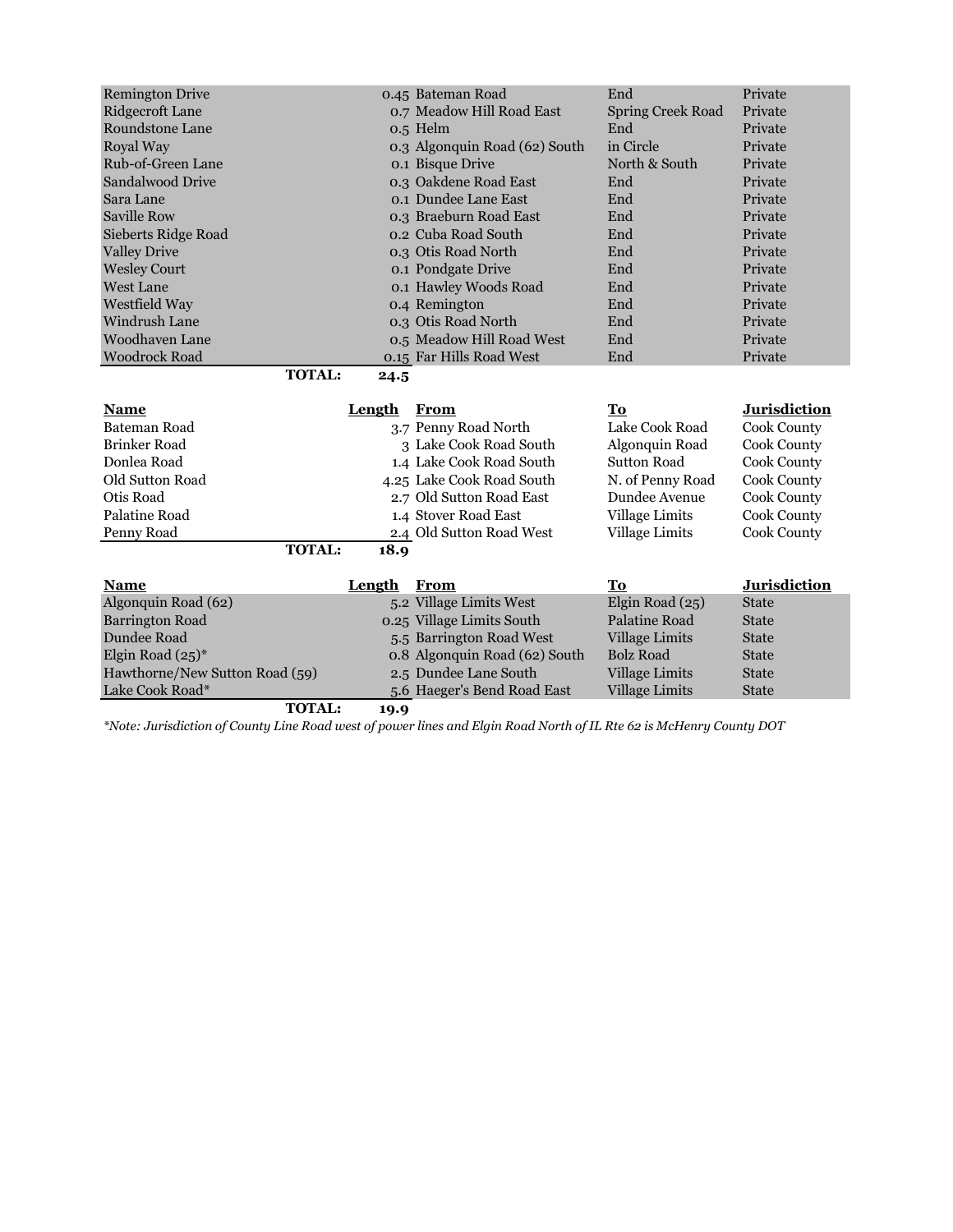| | | | | |
|---|---|---|---|---|
| Remington Drive | 0.45 | Bateman Road | End | Private |
| Ridgecroft Lane | 0.7 | Meadow Hill Road East | Spring Creek Road | Private |
| Roundstone Lane | 0.5 | Helm | End | Private |
| Royal Way | 0.3 | Algonquin Road (62) South | in Circle | Private |
| Rub-of-Green Lane | 0.1 | Bisque Drive | North & South | Private |
| Sandalwood Drive | 0.3 | Oakdene Road East | End | Private |
| Sara Lane | 0.1 | Dundee Lane East | End | Private |
| Saville Row | 0.3 | Braeburn Road East | End | Private |
| Sieberts Ridge Road | 0.2 | Cuba Road South | End | Private |
| Valley Drive | 0.3 | Otis Road North | End | Private |
| Wesley Court | 0.1 | Pondgate Drive | End | Private |
| West Lane | 0.1 | Hawley Woods Road | End | Private |
| Westfield Way | 0.4 | Remington | End | Private |
| Windrush Lane | 0.3 | Otis Road North | End | Private |
| Woodhaven Lane | 0.5 | Meadow Hill Road West | End | Private |
| Woodrock Road | 0.15 | Far Hills Road West | End | Private |
| **TOTAL:** | **24.5** | | | |

| Name | Length | From | To | Jurisdiction |
|---|---|---|---|---|
| Bateman Road | 3.7 | Penny Road North | Lake Cook Road | Cook County |
| Brinker Road | 3 | Lake Cook Road South | Algonquin Road | Cook County |
| Donlea Road | 1.4 | Lake Cook Road South | Sutton Road | Cook County |
| Old Sutton Road | 4.25 | Lake Cook Road South | N. of Penny Road | Cook County |
| Otis Road | 2.7 | Old Sutton Road East | Dundee Avenue | Cook County |
| Palatine Road | 1.4 | Stover Road East | Village Limits | Cook County |
| Penny Road | 2.4 | Old Sutton Road West | Village Limits | Cook County |
| **TOTAL:** | **18.9** | | | |

| Name | Length | From | To | Jurisdiction |
|---|---|---|---|---|
| Algonquin Road (62) | 5.2 | Village Limits West | Elgin Road (25) | State |
| Barrington Road | 0.25 | Village Limits South | Palatine Road | State |
| Dundee Road | 5.5 | Barrington Road West | Village Limits | State |
| Elgin Road (25)* | 0.8 | Algonquin Road (62) South | Bolz Road | State |
| Hawthorne/New Sutton Road (59) | 2.5 | Dundee Lane South | Village Limits | State |
| Lake Cook Road* | 5.6 | Haeger's Bend Road East | Village Limits | State |
| **TOTAL:** | **19.9** | | | |

*\*Note: Jurisdiction of County Line Road west of power lines and Elgin Road North of IL Rte 62 is McHenry County DOT*